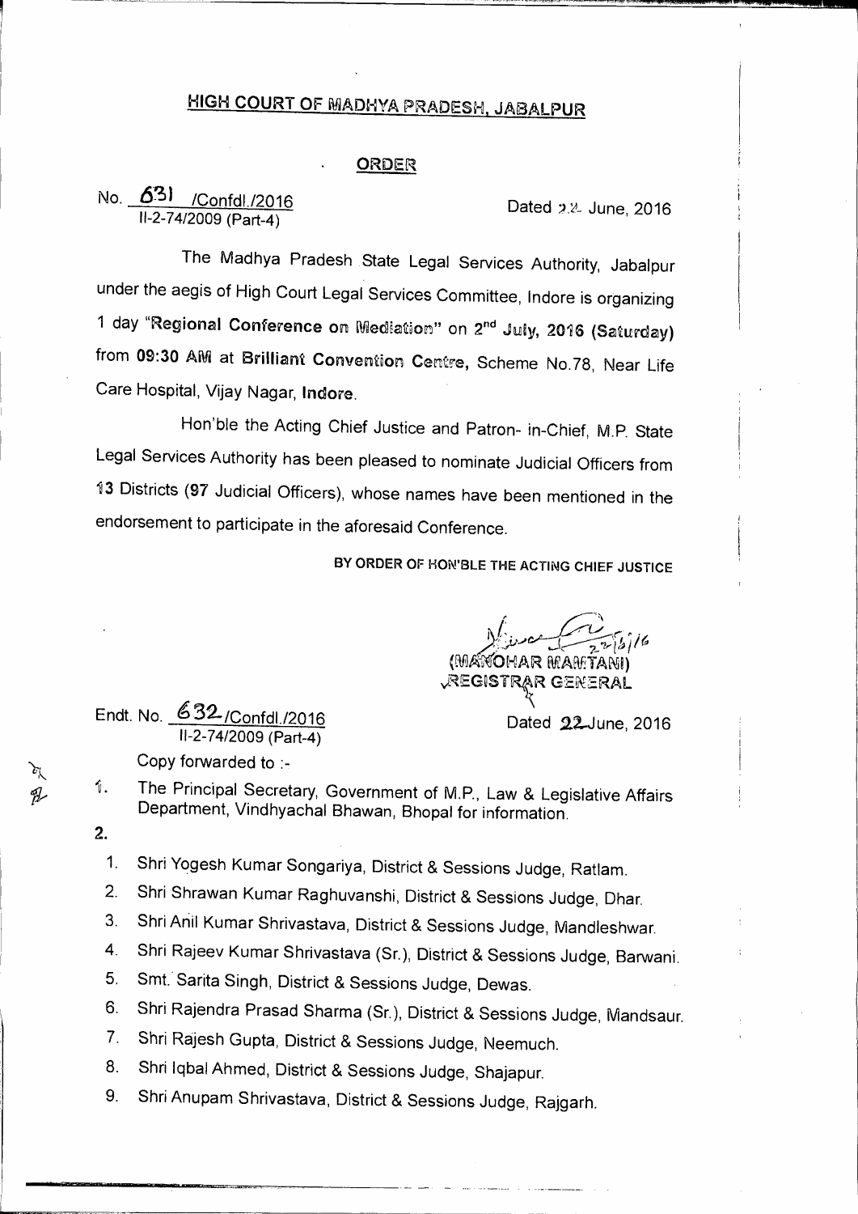# HIGH COURT OF MADHYA PRADESH, JABALPUR

## ORDER

No. 631 /Confdl./2016
II-2-74/2009 (Part-4)

Dated 22 June, 2016

The Madhya Pradesh State Legal Services Authority, Jabalpur under the aegis of High Court Legal Services Committee, Indore is organizing 1 day "**Regional Conference on Mediation**" on **2nd July, 2016 (Saturday)** from **09:30 AM** at **Brilliant Convention Centre**, Scheme No.78, Near Life Care Hospital, Vijay Nagar, **Indore**.

Hon'ble the Acting Chief Justice and Patron- in-Chief, M.P. State Legal Services Authority has been pleased to nominate Judicial Officers from **13** Districts (**97** Judicial Officers), whose names have been mentioned in the endorsement to participate in the aforesaid Conference.

**BY ORDER OF HON'BLE THE ACTING CHIEF JUSTICE**

(MANOHAR MAMTANI)
REGISTRAR GENERAL

Endt. No. 632/Confdl./2016
II-2-74/2009 (Part-4)

Dated 22 June, 2016

Copy forwarded to :-

1. The Principal Secretary, Government of M.P., Law & Legislative Affairs Department, Vindhyachal Bhawan, Bhopal for information.
2. 
   1. Shri Yogesh Kumar Songariya, District & Sessions Judge, Ratlam.
   2. Shri Shrawan Kumar Raghuvanshi, District & Sessions Judge, Dhar.
   3. Shri Anil Kumar Shrivastava, District & Sessions Judge, Mandleshwar.
   4. Shri Rajeev Kumar Shrivastava (Sr.), District & Sessions Judge, Barwani.
   5. Smt. Sarita Singh, District & Sessions Judge, Dewas.
   6. Shri Rajendra Prasad Sharma (Sr.), District & Sessions Judge, Mandsaur.
   7. Shri Rajesh Gupta, District & Sessions Judge, Neemuch.
   8. Shri Iqbal Ahmed, District & Sessions Judge, Shajapur.
   9. Shri Anupam Shrivastava, District & Sessions Judge, Rajgarh.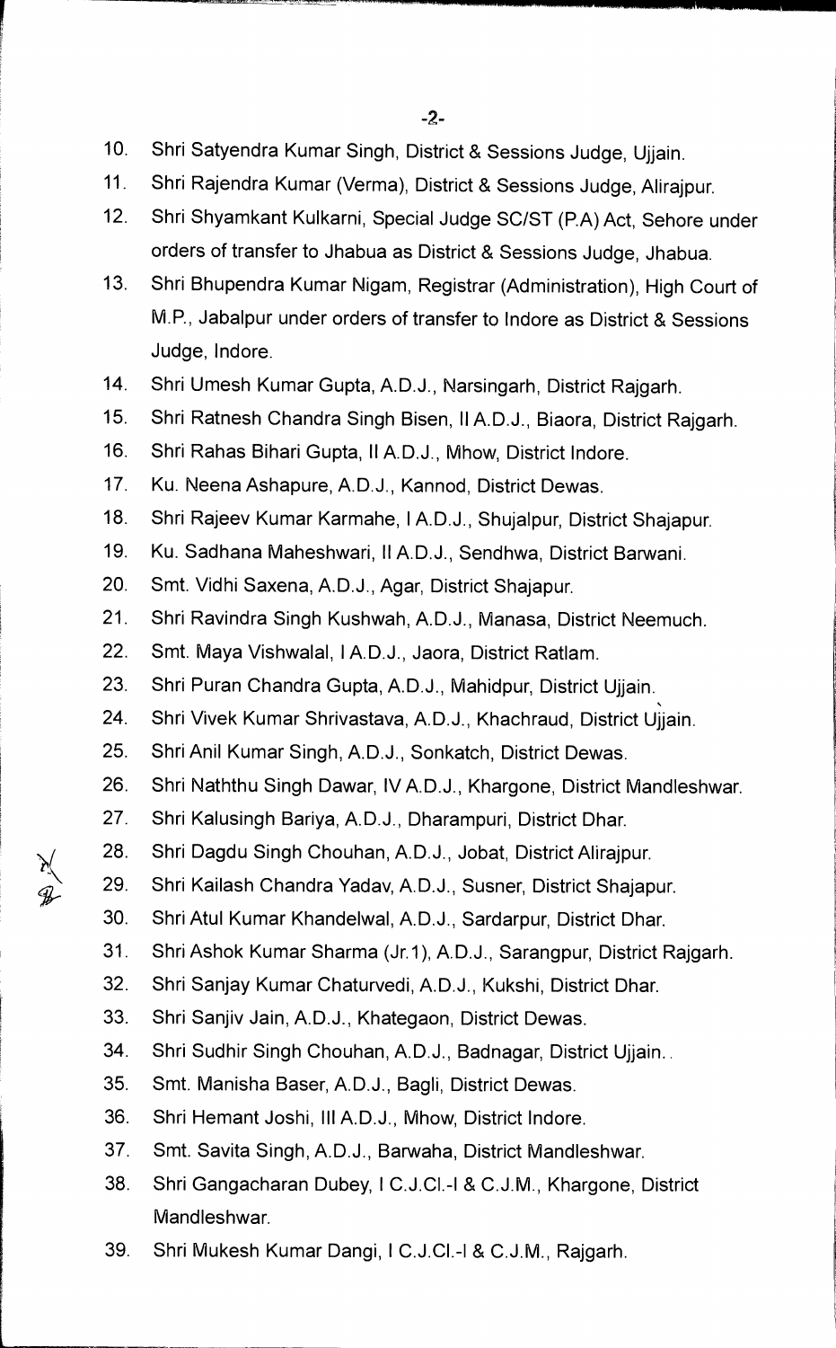10. Shri Satyendra Kumar Singh, District & Sessions Judge, Ujjain.
11. Shri Rajendra Kumar (Verma), District & Sessions Judge, Alirajpur.
12. Shri Shyamkant Kulkarni, Special Judge SC/ST (P.A) Act, Sehore under orders of transfer to Jhabua as District & Sessions Judge, Jhabua.
13. Shri Bhupendra Kumar Nigam, Registrar (Administration), High Court of M.P., Jabalpur under orders of transfer to Indore as District & Sessions Judge, Indore.
14. Shri Umesh Kumar Gupta, A.D.J., Narsingarh, District Rajgarh.
15. Shri Ratnesh Chandra Singh Bisen, II A.D.J., Biaora, District Rajgarh.
16. Shri Rahas Bihari Gupta, II A.D.J., Mhow, District Indore.
17. Ku. Neena Ashapure, A.D.J., Kannod, District Dewas.
18. Shri Rajeev Kumar Karmahe, I A.D.J., Shujalpur, District Shajapur.
19. Ku. Sadhana Maheshwari, II A.D.J., Sendhwa, District Barwani.
20. Smt. Vidhi Saxena, A.D.J., Agar, District Shajapur.
21. Shri Ravindra Singh Kushwah, A.D.J., Manasa, District Neemuch.
22. Smt. Maya Vishwalal, I A.D.J., Jaora, District Ratlam.
23. Shri Puran Chandra Gupta, A.D.J., Mahidpur, District Ujjain.
24. Shri Vivek Kumar Shrivastava, A.D.J., Khachraud, District Ujjain.
25. Shri Anil Kumar Singh, A.D.J., Sonkatch, District Dewas.
26. Shri Naththu Singh Dawar, IV A.D.J., Khargone, District Mandleshwar.
27. Shri Kalusingh Bariya, A.D.J., Dharampuri, District Dhar.
28. Shri Dagdu Singh Chouhan, A.D.J., Jobat, District Alirajpur.
29. Shri Kailash Chandra Yadav, A.D.J., Susner, District Shajapur.
30. Shri Atul Kumar Khandelwal, A.D.J., Sardarpur, District Dhar.
31. Shri Ashok Kumar Sharma (Jr.1), A.D.J., Sarangpur, District Rajgarh.
32. Shri Sanjay Kumar Chaturvedi, A.D.J., Kukshi, District Dhar.
33. Shri Sanjiv Jain, A.D.J., Khategaon, District Dewas.
34. Shri Sudhir Singh Chouhan, A.D.J., Badnagar, District Ujjain.
35. Smt. Manisha Baser, A.D.J., Bagli, District Dewas.
36. Shri Hemant Joshi, III A.D.J., Mhow, District Indore.
37. Smt. Savita Singh, A.D.J., Barwaha, District Mandleshwar.
38. Shri Gangacharan Dubey, I C.J.Cl.-I & C.J.M., Khargone, District Mandleshwar.
39. Shri Mukesh Kumar Dangi, I C.J.Cl.-I & C.J.M., Rajgarh.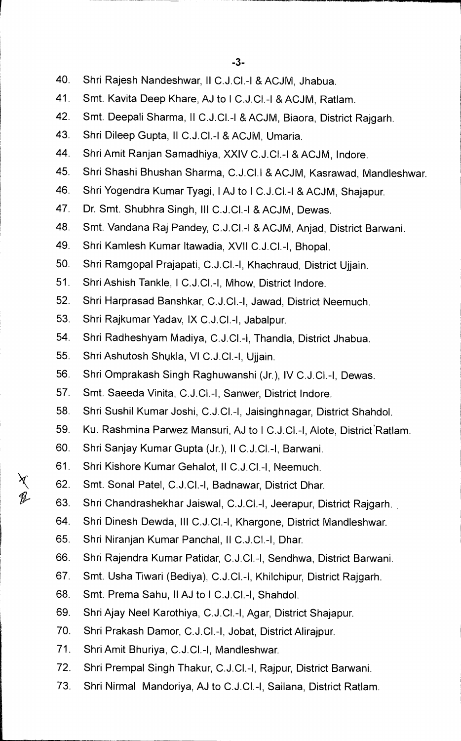40. Shri Rajesh Nandeshwar, II C.J.Cl.-I & ACJM, Jhabua.
41. Smt. Kavita Deep Khare, AJ to I C.J.Cl.-I & ACJM, Ratlam.
42. Smt. Deepali Sharma, II C.J.Cl.-I & ACJM, Biaora, District Rajgarh.
43. Shri Dileep Gupta, II C.J.Cl.-I & ACJM, Umaria.
44. Shri Amit Ranjan Samadhiya, XXIV C.J.Cl.-I & ACJM, Indore.
45. Shri Shashi Bhushan Sharma, C.J.Cl.I & ACJM, Kasrawad, Mandleshwar.
46. Shri Yogendra Kumar Tyagi, I AJ to I C.J.Cl.-I & ACJM, Shajapur.
47. Dr. Smt. Shubhra Singh, III C.J.Cl.-I & ACJM, Dewas.
48. Smt. Vandana Raj Pandey, C.J.Cl.-I & ACJM, Anjad, District Barwani.
49. Shri Kamlesh Kumar Itawadia, XVII C.J.Cl.-I, Bhopal.
50. Shri Ramgopal Prajapati, C.J.Cl.-I, Khachraud, District Ujjain.
51. Shri Ashish Tankle, I C.J.Cl.-I, Mhow, District Indore.
52. Shri Harprasad Banshkar, C.J.Cl.-I, Jawad, District Neemuch.
53. Shri Rajkumar Yadav, IX C.J.Cl.-I, Jabalpur.
54. Shri Radheshyam Madiya, C.J.Cl.-I, Thandla, District Jhabua.
55. Shri Ashutosh Shukla, VI C.J.Cl.-I, Ujjain.
56. Shri Omprakash Singh Raghuwanshi (Jr.), IV C.J.Cl.-I, Dewas.
57. Smt. Saeeda Vinita, C.J.Cl.-I, Sanwer, District Indore.
58. Shri Sushil Kumar Joshi, C.J.Cl.-I, Jaisinghnagar, District Shahdol.
59. Ku. Rashmina Parwez Mansuri, AJ to I C.J.Cl.-I, Alote, District Ratlam.
60. Shri Sanjay Kumar Gupta (Jr.), II C.J.Cl.-I, Barwani.
61. Shri Kishore Kumar Gehalot, II C.J.Cl.-I, Neemuch.
62. Smt. Sonal Patel, C.J.Cl.-I, Badnawar, District Dhar.
63. Shri Chandrashekhar Jaiswal, C.J.Cl.-I, Jeerapur, District Rajgarh.
64. Shri Dinesh Dewda, III C.J.Cl.-I, Khargone, District Mandleshwar.
65. Shri Niranjan Kumar Panchal, II C.J.Cl.-I, Dhar.
66. Shri Rajendra Kumar Patidar, C.J.Cl.-I, Sendhwa, District Barwani.
67. Smt. Usha Tiwari (Bediya), C.J.Cl.-I, Khilchipur, District Rajgarh.
68. Smt. Prema Sahu, II AJ to I C.J.Cl.-I, Shahdol.
69. Shri Ajay Neel Karothiya, C.J.Cl.-I, Agar, District Shajapur.
70. Shri Prakash Damor, C.J.Cl.-I, Jobat, District Alirajpur.
71. Shri Amit Bhuriya, C.J.Cl.-I, Mandleshwar.
72. Shri Prempal Singh Thakur, C.J.Cl.-I, Rajpur, District Barwani.
73. Shri Nirmal Mandoriya, AJ to C.J.Cl.-I, Sailana, District Ratlam.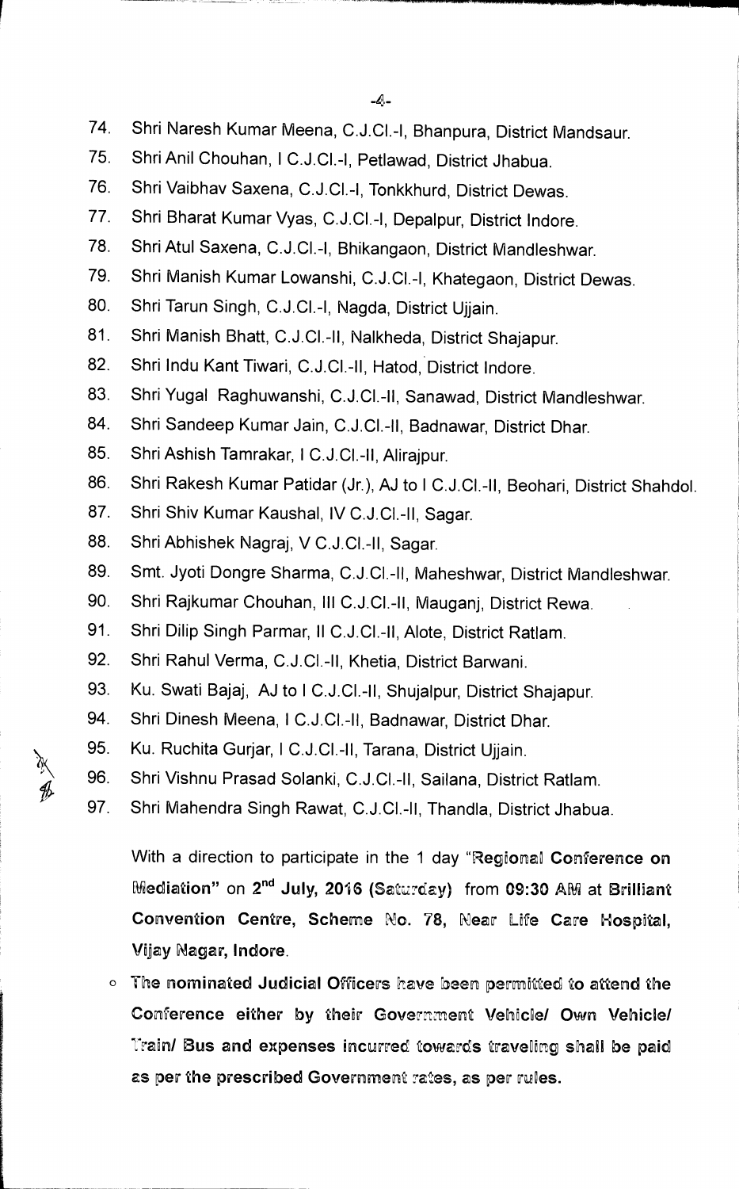74. Shri Naresh Kumar Meena, C.J.Cl.-I, Bhanpura, District Mandsaur.
75. Shri Anil Chouhan, I C.J.Cl.-I, Petlawad, District Jhabua.
76. Shri Vaibhav Saxena, C.J.Cl.-I, Tonkkhurd, District Dewas.
77. Shri Bharat Kumar Vyas, C.J.Cl.-I, Depalpur, District Indore.
78. Shri Atul Saxena, C.J.Cl.-I, Bhikangaon, District Mandleshwar.
79. Shri Manish Kumar Lowanshi, C.J.Cl.-I, Khategaon, District Dewas.
80. Shri Tarun Singh, C.J.Cl.-I, Nagda, District Ujjain.
81. Shri Manish Bhatt, C.J.Cl.-II, Nalkheda, District Shajapur.
82. Shri Indu Kant Tiwari, C.J.Cl.-II, Hatod, District Indore.
83. Shri Yugal Raghuwanshi, C.J.Cl.-II, Sanawad, District Mandleshwar.
84. Shri Sandeep Kumar Jain, C.J.Cl.-II, Badnawar, District Dhar.
85. Shri Ashish Tamrakar, I C.J.Cl.-II, Alirajpur.
86. Shri Rakesh Kumar Patidar (Jr.), AJ to I C.J.Cl.-II, Beohari, District Shahdol.
87. Shri Shiv Kumar Kaushal, IV C.J.Cl.-II, Sagar.
88. Shri Abhishek Nagraj, V C.J.Cl.-II, Sagar.
89. Smt. Jyoti Dongre Sharma, C.J.Cl.-II, Maheshwar, District Mandleshwar.
90. Shri Rajkumar Chouhan, III C.J.Cl.-II, Mauganj, District Rewa.
91. Shri Dilip Singh Parmar, II C.J.Cl.-II, Alote, District Ratlam.
92. Shri Rahul Verma, C.J.Cl.-II, Khetia, District Barwani.
93. Ku. Swati Bajaj, AJ to I C.J.Cl.-II, Shujalpur, District Shajapur.
94. Shri Dinesh Meena, I C.J.Cl.-II, Badnawar, District Dhar.
95. Ku. Ruchita Gurjar, I C.J.Cl.-II, Tarana, District Ujjain.
96. Shri Vishnu Prasad Solanki, C.J.Cl.-II, Sailana, District Ratlam.
97. Shri Mahendra Singh Rawat, C.J.Cl.-II, Thandla, District Jhabua.

With a direction to participate in the 1 day "**Regional Conference on Mediation**" on **2nd July, 2016 (Saturday)** from **09:30 AM** at **Brilliant Convention Centre, Scheme No. 78, Near Life Care Hospital, Vijay Nagar, Indore**.

- **The nominated Judicial Officers have been permitted to attend the Conference either by their Government Vehicle/ Own Vehicle/ Train/ Bus and expenses incurred towards traveling shall be paid as per the prescribed Government rates, as per rules.**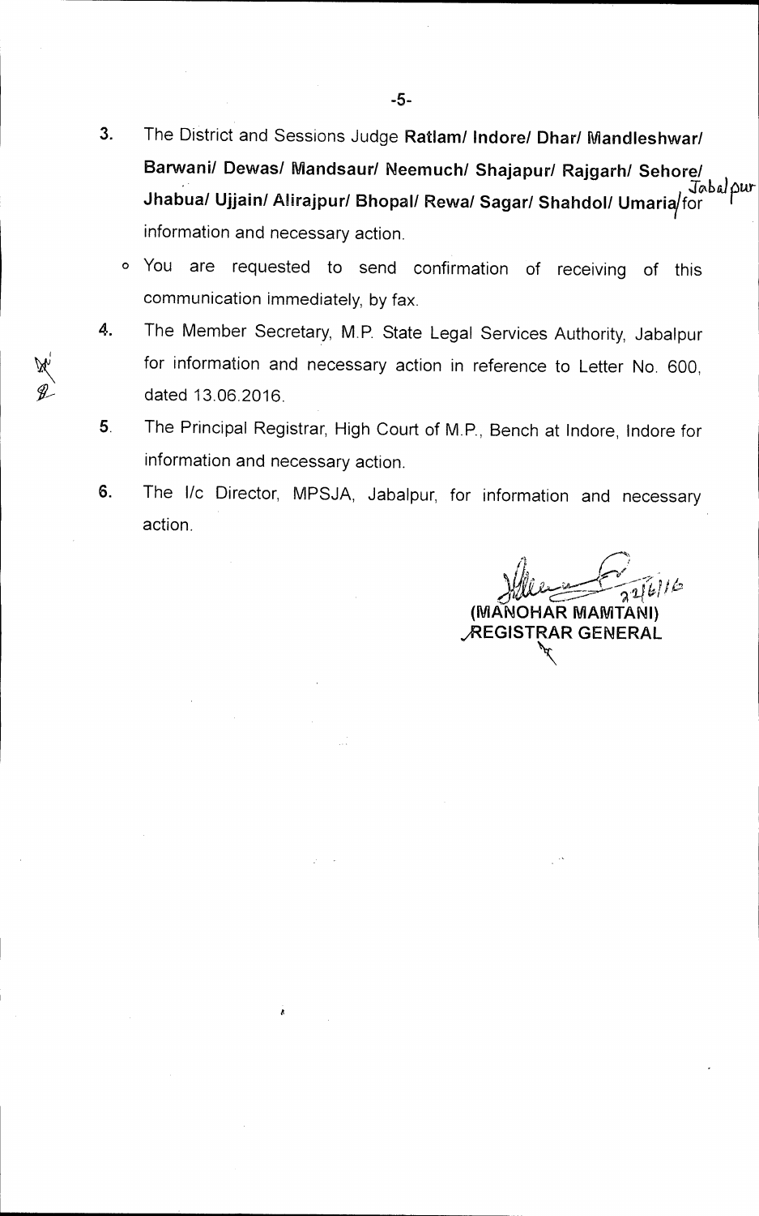3. The District and Sessions Judge **Ratlam/ Indore/ Dhar/ Mandleshwar/ Barwani/ Dewas/ Mandsaur/ Neemuch/ Shajapur/ Rajgarh/ Sehore/ Jhabua/ Ujjain/ Alirajpur/ Bhopal/ Rewa/ Sagar/ Shahdol/ Umaria**/ Jabalpur for information and necessary action.
   - You are requested to send confirmation of receiving of this communication immediately, by fax.
4. The Member Secretary, M.P. State Legal Services Authority, Jabalpur for information and necessary action in reference to Letter No. 600, dated 13.06.2016.
5. The Principal Registrar, High Court of M.P., Bench at Indore, Indore for information and necessary action.
6. The I/c Director, MPSJA, Jabalpur, for information and necessary action.

22/6/16

**(MANOHAR MAMTANI)**
**REGISTRAR GENERAL**